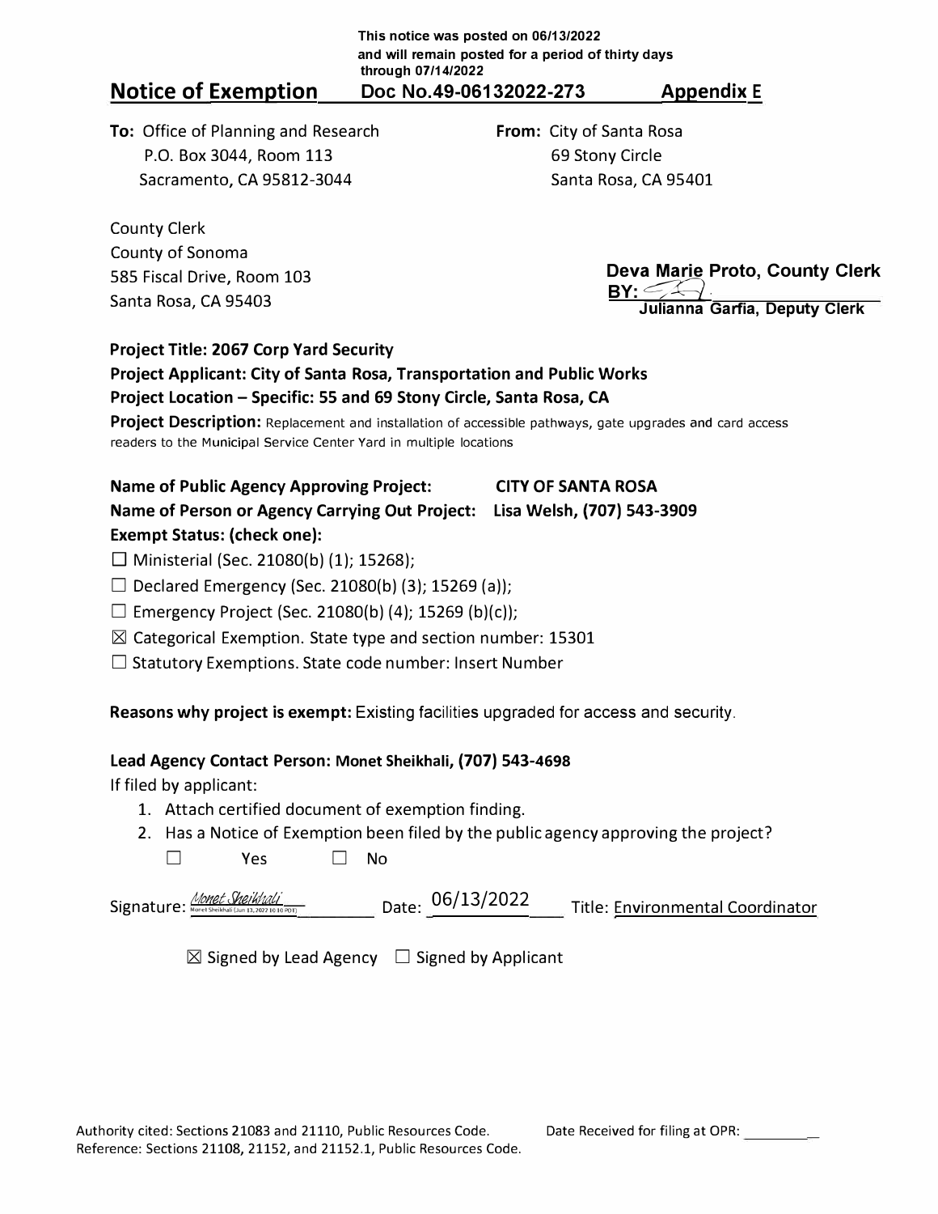This notice was posted on 06/13/2022
and will remain posted for a period of thirty days
through 07/14/2022

# Notice of Exemption Doc No.49-06132022-273 Appendix E

**To:** Office of Planning and Research
P.O. Box 3044, Room 113
Sacramento, CA 95812-3044

**From:** City of Santa Rosa
69 Stony Circle
Santa Rosa, CA 95401

County Clerk
County of Sonoma
585 Fiscal Drive, Room 103
Santa Rosa, CA 95403

**Deva Marie Proto, County Clerk**
**BY:** [signature]
**Julianna Garfia, Deputy Clerk**

**Project Title: 2067 Corp Yard Security**

**Project Applicant: City of Santa Rosa, Transportation and Public Works**

**Project Location – Specific: 55 and 69 Stony Circle, Santa Rosa, CA**

**Project Description:** Replacement and installation of accessible pathways, gate upgrades and card access readers to the Municipal Service Center Yard in multiple locations

**Name of Public Agency Approving Project:** **CITY OF SANTA ROSA**

**Name of Person or Agency Carrying Out Project:** **Lisa Welsh, (707) 543-3909**

**Exempt Status: (check one):**

☐ Ministerial (Sec. 21080(b) (1); 15268);

☐ Declared Emergency (Sec. 21080(b) (3); 15269 (a));

☐ Emergency Project (Sec. 21080(b) (4); 15269 (b)(c));

☒ Categorical Exemption. State type and section number: 15301

☐ Statutory Exemptions. State code number: Insert Number

**Reasons why project is exempt:** Existing facilities upgraded for access and security.

**Lead Agency Contact Person: Monet Sheikhali, (707) 543-4698**

If filed by applicant:

1. Attach certified document of exemption finding.
2. Has a Notice of Exemption been filed by the public agency approving the project?

   ☐ Yes ☐ No

Signature: *Monet Sheikhali* (Monet Sheikhali (Jun 13, 2022 10:10 PDT)) Date: 06/13/2022 Title: Environmental Coordinator

☒ Signed by Lead Agency ☐ Signed by Applicant

Authority cited: Sections 21083 and 21110, Public Resources Code.
Reference: Sections 21108, 21152, and 21152.1, Public Resources Code.

Date Received for filing at OPR: ________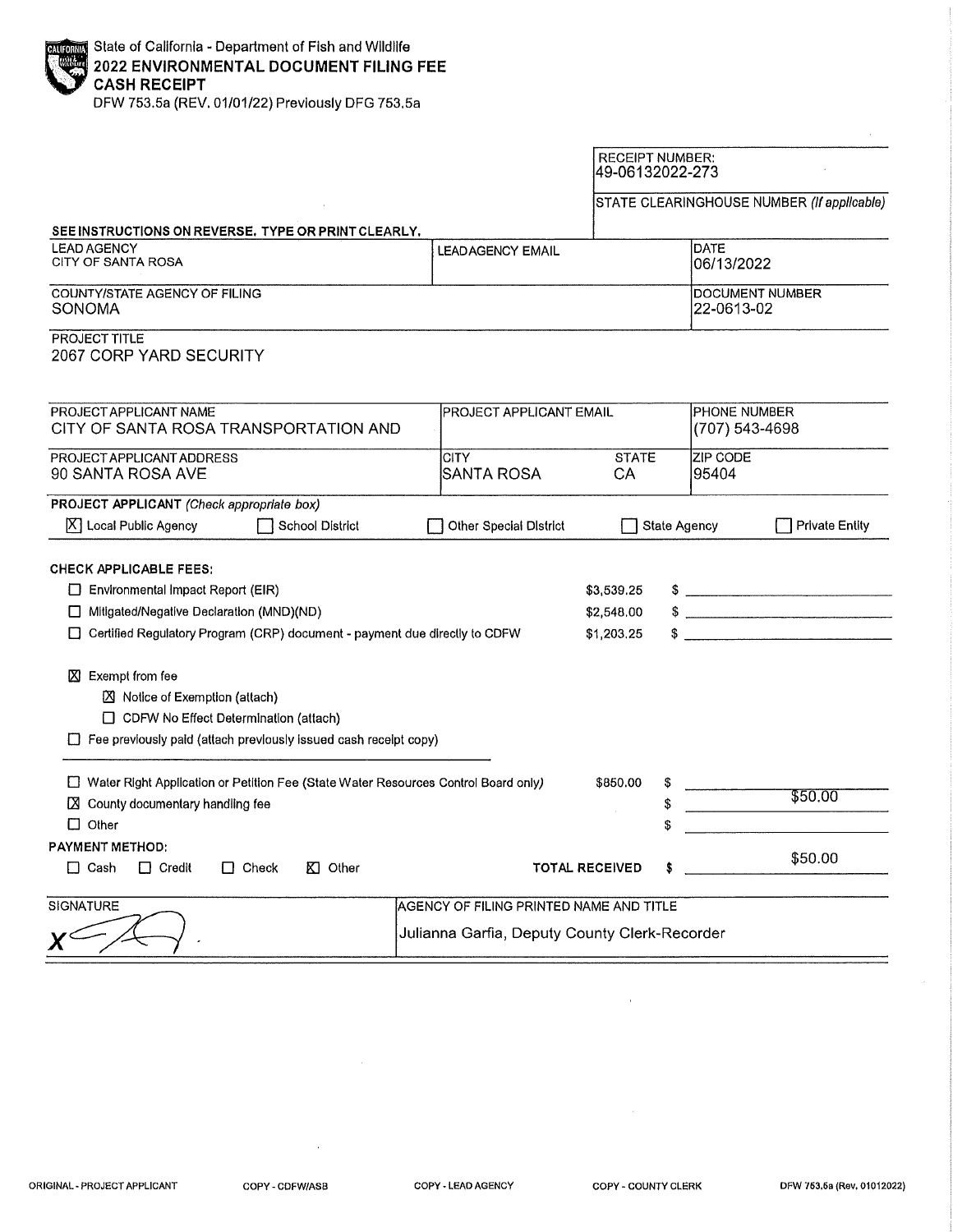State of California - Department of Fish and Wildlife
**2022 ENVIRONMENTAL DOCUMENT FILING FEE**
**CASH RECEIPT**
DFW 753.5a (REV. 01/01/22) Previously DFG 753.5a

RECEIPT NUMBER:
49-06132022-273

STATE CLEARINGHOUSE NUMBER *(If applicable)*

**SEE INSTRUCTIONS ON REVERSE. TYPE OR PRINT CLEARLY.**

| LEAD AGENCY | LEAD AGENCY EMAIL | DATE |
|---|---|---|
| CITY OF SANTA ROSA | | 06/13/2022 |

| COUNTY/STATE AGENCY OF FILING | DOCUMENT NUMBER |
|---|---|
| SONOMA | 22-0613-02 |

PROJECT TITLE
2067 CORP YARD SECURITY

| PROJECT APPLICANT NAME | PROJECT APPLICANT EMAIL | | PHONE NUMBER |
|---|---|---|---|
| CITY OF SANTA ROSA TRANSPORTATION AND | | | (707) 543-4698 |
| **PROJECT APPLICANT ADDRESS** | **CITY** | **STATE** | **ZIP CODE** |
| 90 SANTA ROSA AVE | SANTA ROSA | CA | 95404 |

**PROJECT APPLICANT** *(Check appropriate box)*

- [X] Local Public Agency
- [ ] School District
- [ ] Other Special District
- [ ] State Agency
- [ ] Private Entity

**CHECK APPLICABLE FEES:**

| | | |
|---|---|---|
| [ ] Environmental Impact Report (EIR) | $3,539.25 | $ |
| [ ] Mitigated/Negative Declaration (MND)(ND) | $2,548.00 | $ |
| [ ] Certified Regulatory Program (CRP) document - payment due directly to CDFW | $1,203.25 | $ |

- [X] Exempt from fee
  - [X] Notice of Exemption (attach)
  - [ ] CDFW No Effect Determination (attach)
- [ ] Fee previously paid (attach previously issued cash receipt copy)

| | | |
|---|---|---|
| [ ] Water Right Application or Petition Fee (State Water Resources Control Board only) | $850.00 | $ |
| [X] County documentary handling fee | | $ 50.00 |
| [ ] Other | | $ |

**PAYMENT METHOD:**

- [ ] Cash
- [ ] Credit
- [ ] Check
- [X] Other

**TOTAL RECEIVED** $ 50.00

| SIGNATURE | AGENCY OF FILING PRINTED NAME AND TITLE |
|---|---|
| X (signature) | Julianna Garfia, Deputy County Clerk-Recorder |

ORIGINAL - PROJECT APPLICANT | COPY - CDFW/ASB | COPY - LEAD AGENCY | COPY - COUNTY CLERK | DFW 753.5a (Rev. 01012022)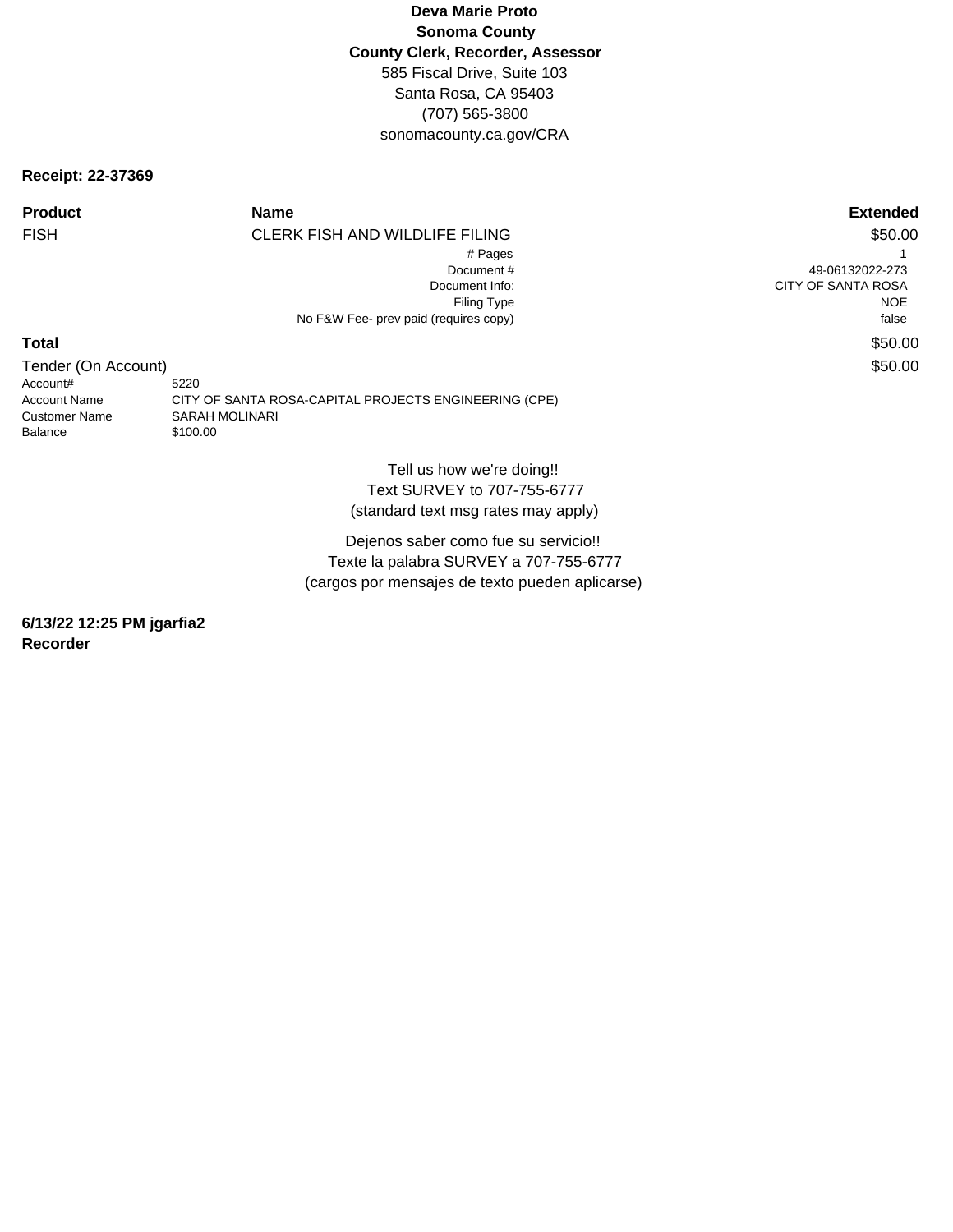**Deva Marie Proto**
**Sonoma County**
**County Clerk, Recorder, Assessor**
585 Fiscal Drive, Suite 103
Santa Rosa, CA 95403
(707) 565-3800
sonomacounty.ca.gov/CRA

**Receipt: 22-37369**

| Product | Name | Extended |
|---|---|---|
| FISH | CLERK FISH AND WILDLIFE FILING | $50.00 |
| | # Pages | 1 |
| | Document # | 49-06132022-273 |
| | Document Info: | CITY OF SANTA ROSA |
| | Filing Type | NOE |
| | No F&W Fee- prev paid (requires copy) | false |
| **Total** | | $50.00 |
| Tender (On Account) | | $50.00 |

| | |
|---|---|
| Account# | 5220 |
| Account Name | CITY OF SANTA ROSA-CAPITAL PROJECTS ENGINEERING (CPE) |
| Customer Name | SARAH MOLINARI |
| Balance | $100.00 |

Tell us how we're doing!!
Text SURVEY to 707-755-6777
(standard text msg rates may apply)

Dejenos saber como fue su servicio!!
Texte la palabra SURVEY a 707-755-6777
(cargos por mensajes de texto pueden aplicarse)

**6/13/22 12:25 PM jgarfia2**
**Recorder**